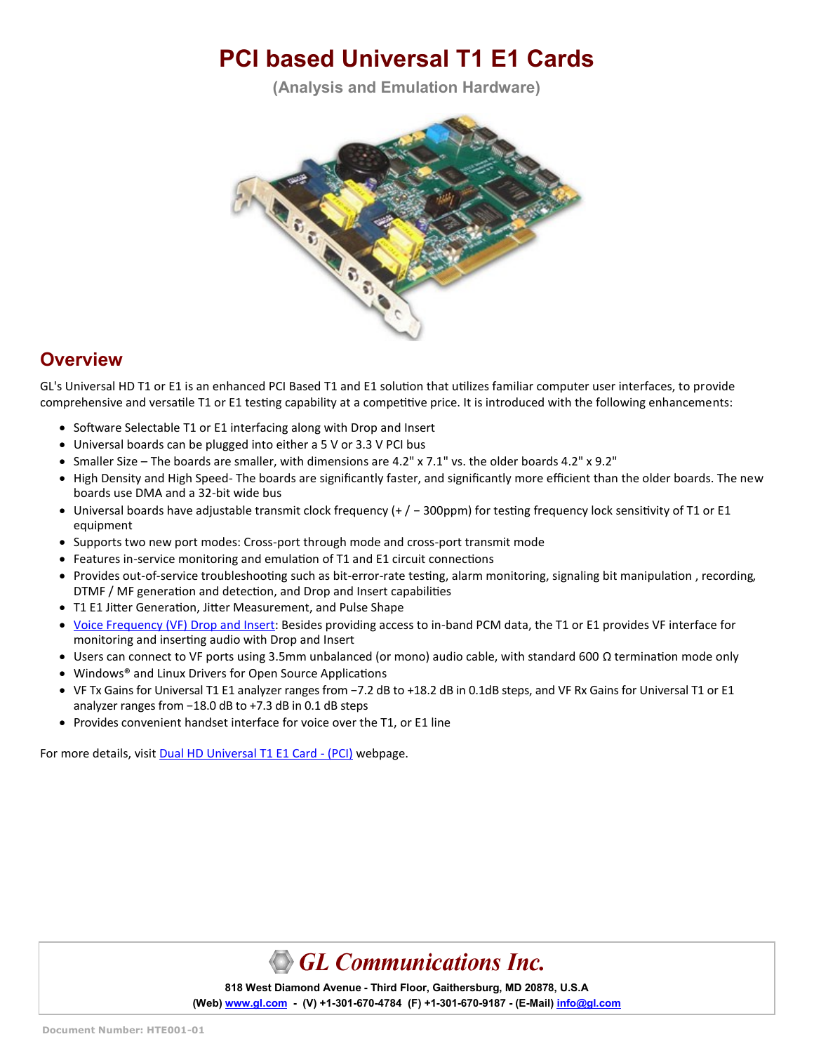# PCI based Universal T1 E1 Cards

**(Analysis and Emulation Hardware)**

## Overview

GL's Universal HD T1 or E1 is an enhanced PCI Based T1 and E1 solution that utilizes familiar computer user interfaces, to provide comprehensive and versatile T1 or E1 testing capability at a competitive price. It is introduced with the following enhancements:

- Software Selectable T1 or E1 interfacing along with Drop and Insert
- Universal boards can be plugged into either a 5 V or 3.3 V PCI bus
- Smaller Size – The boards are smaller, with dimensions are 4.2" x 7.1" vs. the older boards 4.2" x 9.2"
- High Density and High Speed- The boards are significantly faster, and significantly more efficient than the older boards. The new boards use DMA and a 32-bit wide bus
- Universal boards have adjustable transmit clock frequency (+ / − 300ppm) for testing frequency lock sensitivity of T1 or E1 equipment
- Supports two new port modes: Cross-port through mode and cross-port transmit mode
- Features in-service monitoring and emulation of T1 and E1 circuit connections
- Provides out-of-service troubleshooting such as bit-error-rate testing, alarm monitoring, signaling bit manipulation , recording, DTMF / MF generation and detection, and Drop and Insert capabilities
- T1 E1 Jitter Generation, Jitter Measurement, and Pulse Shape
- Voice Frequency (VF) Drop and Insert: Besides providing access to in-band PCM data, the T1 or E1 provides VF interface for monitoring and inserting audio with Drop and Insert
- Users can connect to VF ports using 3.5mm unbalanced (or mono) audio cable, with standard 600 Ω termination mode only
- Windows® and Linux Drivers for Open Source Applications
- VF Tx Gains for Universal T1 E1 analyzer ranges from −7.2 dB to +18.2 dB in 0.1dB steps, and VF Rx Gains for Universal T1 or E1 analyzer ranges from −18.0 dB to +7.3 dB in 0.1 dB steps
- Provides convenient handset interface for voice over the T1, or E1 line

For more details, visit Dual HD Universal T1 E1 Card - (PCI) webpage.

**GL Communications Inc.**

**818 West Diamond Avenue - Third Floor, Gaithersburg, MD 20878, U.S.A**

**(Web) www.gl.com - (V) +1-301-670-4784 (F) +1-301-670-9187 - (E-Mail) info@gl.com**

Document Number: HTE001-01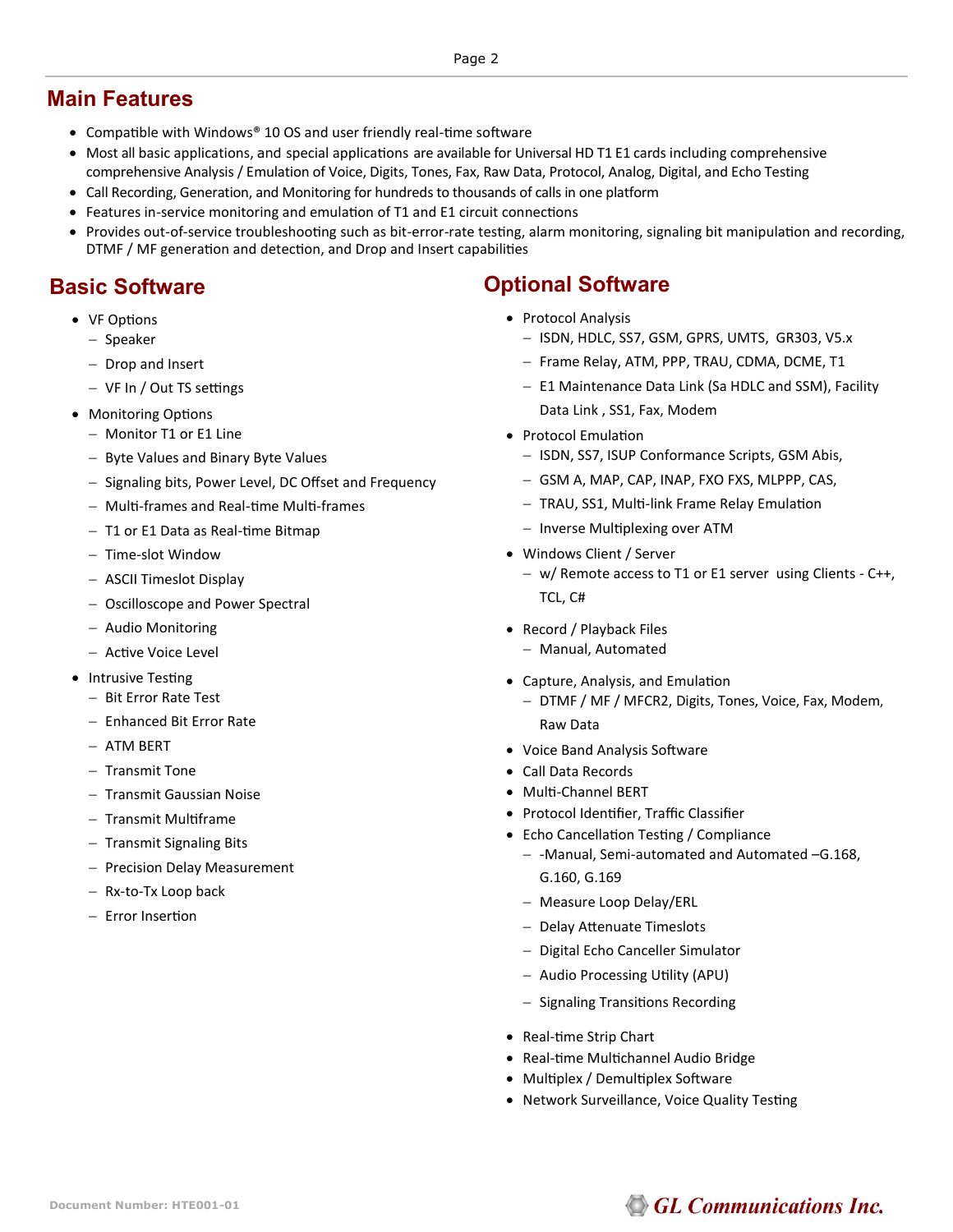## Main Features

- Compatible with Windows® 10 OS and user friendly real-time software
- Most all basic applications, and special applications are available for Universal HD T1 E1 cards including comprehensive comprehensive Analysis / Emulation of Voice, Digits, Tones, Fax, Raw Data, Protocol, Analog, Digital, and Echo Testing
- Call Recording, Generation, and Monitoring for hundreds to thousands of calls in one platform
- Features in-service monitoring and emulation of T1 and E1 circuit connections
- Provides out-of-service troubleshooting such as bit-error-rate testing, alarm monitoring, signaling bit manipulation and recording, DTMF / MF generation and detection, and Drop and Insert capabilities

## Basic Software

- VF Options
  - Speaker
  - Drop and Insert
  - VF In / Out TS settings
- Monitoring Options
  - Monitor T1 or E1 Line
  - Byte Values and Binary Byte Values
  - Signaling bits, Power Level, DC Offset and Frequency
  - Multi-frames and Real-time Multi-frames
  - T1 or E1 Data as Real-time Bitmap
  - Time-slot Window
  - ASCII Timeslot Display
  - Oscilloscope and Power Spectral
  - Audio Monitoring
  - Active Voice Level
- Intrusive Testing
  - Bit Error Rate Test
  - Enhanced Bit Error Rate
  - ATM BERT
  - Transmit Tone
  - Transmit Gaussian Noise
  - Transmit Multiframe
  - Transmit Signaling Bits
  - Precision Delay Measurement
  - Rx-to-Tx Loop back
  - Error Insertion

## Optional Software

- Protocol Analysis
  - ISDN, HDLC, SS7, GSM, GPRS, UMTS, GR303, V5.x
  - Frame Relay, ATM, PPP, TRAU, CDMA, DCME, T1
  - E1 Maintenance Data Link (Sa HDLC and SSM), Facility Data Link , SS1, Fax, Modem
- Protocol Emulation
  - ISDN, SS7, ISUP Conformance Scripts, GSM Abis,
  - GSM A, MAP, CAP, INAP, FXO FXS, MLPPP, CAS,
  - TRAU, SS1, Multi-link Frame Relay Emulation
  - Inverse Multiplexing over ATM
- Windows Client / Server
  - w/ Remote access to T1 or E1 server using Clients - C++, TCL, C#
- Record / Playback Files
  - Manual, Automated
- Capture, Analysis, and Emulation
  - DTMF / MF / MFCR2, Digits, Tones, Voice, Fax, Modem, Raw Data
- Voice Band Analysis Software
- Call Data Records
- Multi-Channel BERT
- Protocol Identifier, Traffic Classifier
- Echo Cancellation Testing / Compliance
  - -Manual, Semi-automated and Automated –G.168, G.160, G.169
  - Measure Loop Delay/ERL
  - Delay Attenuate Timeslots
  - Digital Echo Canceller Simulator
  - Audio Processing Utility (APU)
  - Signaling Transitions Recording
- Real-time Strip Chart
- Real-time Multichannel Audio Bridge
- Multiplex / Demultiplex Software
- Network Surveillance, Voice Quality Testing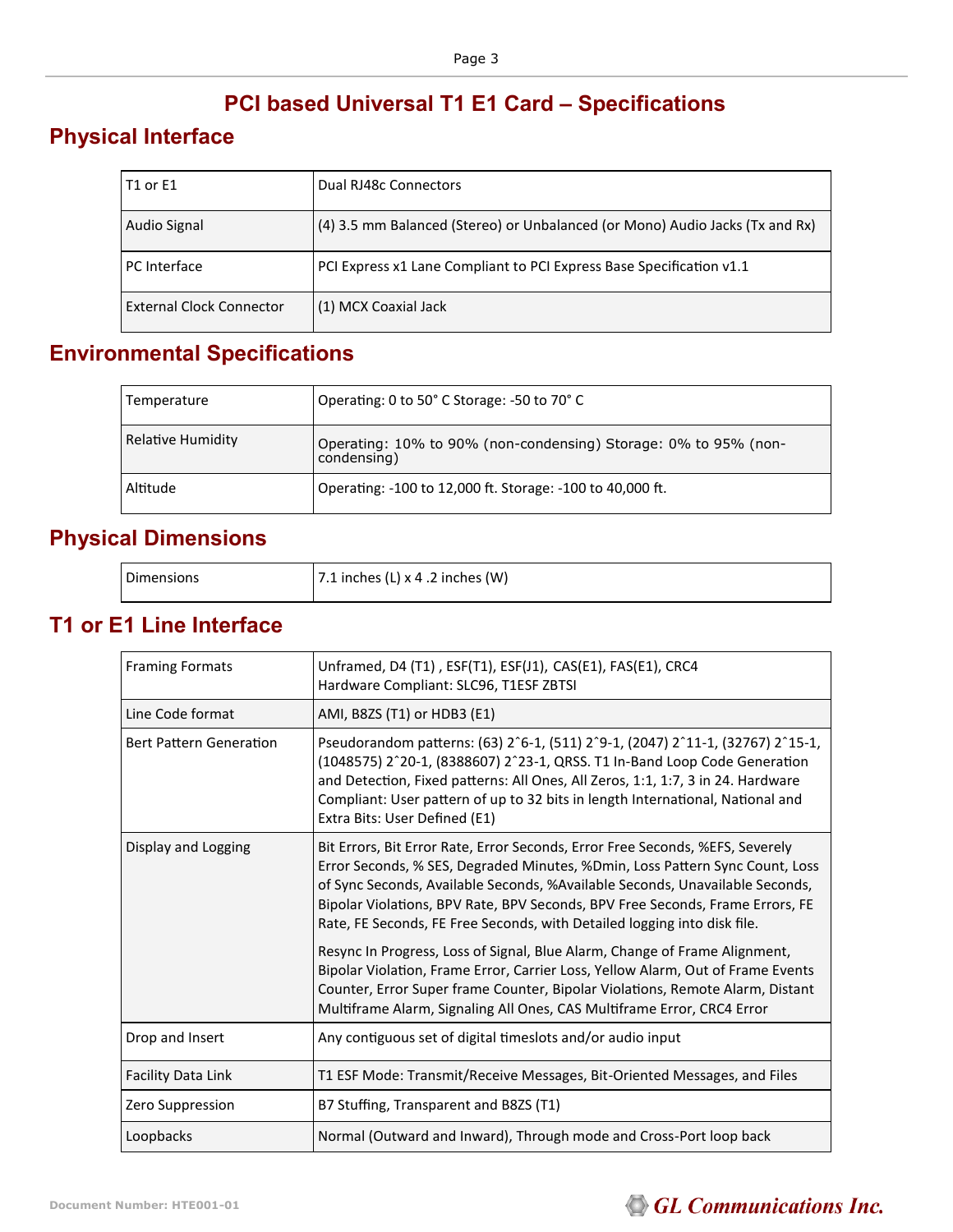# PCI based Universal T1 E1 Card – Specifications

## Physical Interface

| | |
|---|---|
| T1 or E1 | Dual RJ48c Connectors |
| Audio Signal | (4) 3.5 mm Balanced (Stereo) or Unbalanced (or Mono) Audio Jacks (Tx and Rx) |
| PC Interface | PCI Express x1 Lane Compliant to PCI Express Base Specification v1.1 |
| External Clock Connector | (1) MCX Coaxial Jack |

## Environmental Specifications

| | |
|---|---|
| Temperature | Operating: 0 to 50° C Storage: -50 to 70° C |
| Relative Humidity | Operating: 10% to 90% (non-condensing) Storage: 0% to 95% (non-condensing) |
| Altitude | Operating: -100 to 12,000 ft. Storage: -100 to 40,000 ft. |

## Physical Dimensions

| | |
|---|---|
| Dimensions | 7.1 inches (L) x 4 .2 inches (W) |

## T1 or E1 Line Interface

| | |
|---|---|
| Framing Formats | Unframed, D4 (T1) , ESF(T1), ESF(J1), CAS(E1), FAS(E1), CRC4<br>Hardware Compliant: SLC96, T1ESF ZBTSI |
| Line Code format | AMI, B8ZS (T1) or HDB3 (E1) |
| Bert Pattern Generation | Pseudorandom patterns: (63) 2ˆ6-1, (511) 2ˆ9-1, (2047) 2ˆ11-1, (32767) 2ˆ15-1, (1048575) 2ˆ20-1, (8388607) 2ˆ23-1, QRSS. T1 In-Band Loop Code Generation and Detection, Fixed patterns: All Ones, All Zeros, 1:1, 1:7, 3 in 24. Hardware Compliant: User pattern of up to 32 bits in length International, National and Extra Bits: User Defined (E1) |
| Display and Logging | Bit Errors, Bit Error Rate, Error Seconds, Error Free Seconds, %EFS, Severely Error Seconds, % SES, Degraded Minutes, %Dmin, Loss Pattern Sync Count, Loss of Sync Seconds, Available Seconds, %Available Seconds, Unavailable Seconds, Bipolar Violations, BPV Rate, BPV Seconds, BPV Free Seconds, Frame Errors, FE Rate, FE Seconds, FE Free Seconds, with Detailed logging into disk file.<br><br>Resync In Progress, Loss of Signal, Blue Alarm, Change of Frame Alignment, Bipolar Violation, Frame Error, Carrier Loss, Yellow Alarm, Out of Frame Events Counter, Error Super frame Counter, Bipolar Violations, Remote Alarm, Distant Multiframe Alarm, Signaling All Ones, CAS Multiframe Error, CRC4 Error |
| Drop and Insert | Any contiguous set of digital timeslots and/or audio input |
| Facility Data Link | T1 ESF Mode: Transmit/Receive Messages, Bit-Oriented Messages, and Files |
| Zero Suppression | B7 Stuffing, Transparent and B8ZS (T1) |
| Loopbacks | Normal (Outward and Inward), Through mode and Cross-Port loop back |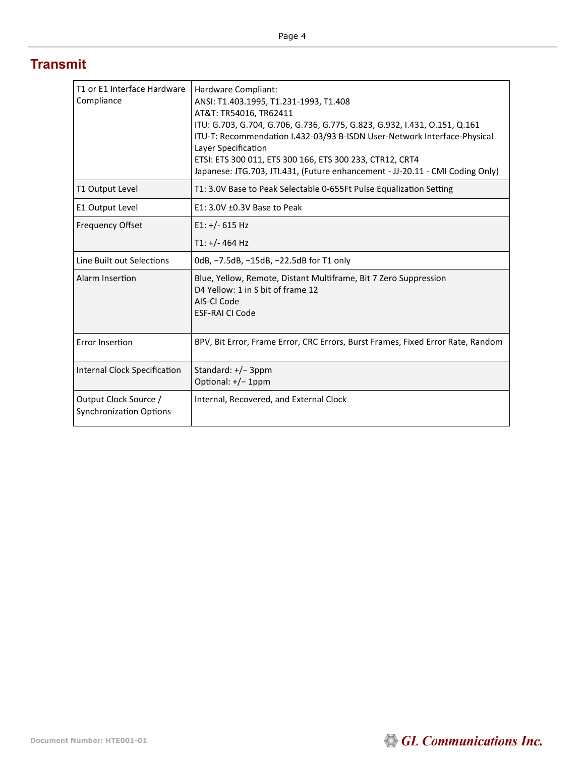## Transmit

| | |
|---|---|
| T1 or E1 Interface Hardware Compliance | Hardware Compliant:<br>ANSI: T1.403.1995, T1.231-1993, T1.408<br>AT&T: TR54016, TR62411<br>ITU: G.703, G.704, G.706, G.736, G.775, G.823, G.932, I.431, O.151, Q.161<br>ITU-T: Recommendation I.432-03/93 B-ISDN User-Network Interface-Physical Layer Specification<br>ETSI: ETS 300 011, ETS 300 166, ETS 300 233, CTR12, CRT4<br>Japanese: JTG.703, JTI.431, (Future enhancement - JJ-20.11 - CMI Coding Only) |
| T1 Output Level | T1: 3.0V Base to Peak Selectable 0-655Ft Pulse Equalization Setting |
| E1 Output Level | E1: 3.0V ±0.3V Base to Peak |
| Frequency Offset | E1: +/- 615 Hz<br>T1: +/- 464 Hz |
| Line Built out Selections | 0dB, −7.5dB, −15dB, −22.5dB for T1 only |
| Alarm Insertion | Blue, Yellow, Remote, Distant Multiframe, Bit 7 Zero Suppression<br>D4 Yellow: 1 in S bit of frame 12<br>AIS-CI Code<br>ESF-RAI CI Code |
| Error Insertion | BPV, Bit Error, Frame Error, CRC Errors, Burst Frames, Fixed Error Rate, Random |
| Internal Clock Specification | Standard: +/− 3ppm<br>Optional: +/− 1ppm |
| Output Clock Source / Synchronization Options | Internal, Recovered, and External Clock |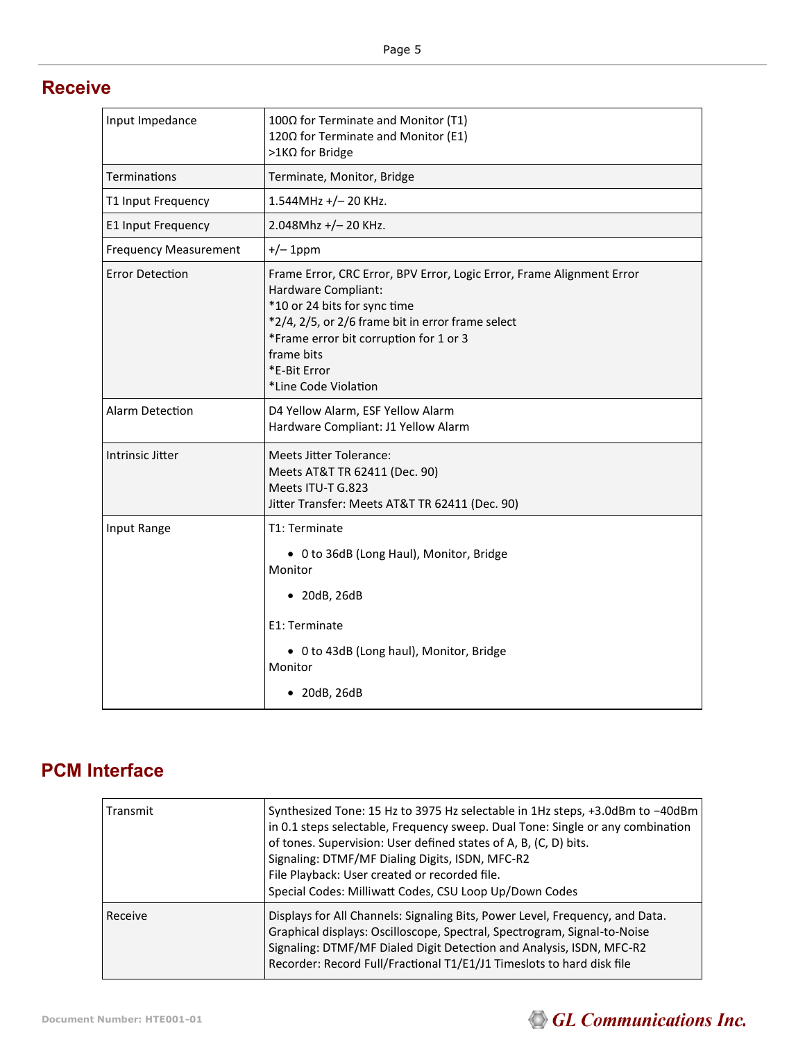## Receive

| | |
|---|---|
| Input Impedance | 100Ω for Terminate and Monitor (T1)<br>120Ω for Terminate and Monitor (E1)<br>>1KΩ for Bridge |
| Terminations | Terminate, Monitor, Bridge |
| T1 Input Frequency | 1.544MHz +/– 20 KHz. |
| E1 Input Frequency | 2.048Mhz +/– 20 KHz. |
| Frequency Measurement | +/– 1ppm |
| Error Detection | Frame Error, CRC Error, BPV Error, Logic Error, Frame Alignment Error<br>Hardware Compliant:<br>*10 or 24 bits for sync time<br>*2/4, 2/5, or 2/6 frame bit in error frame select<br>*Frame error bit corruption for 1 or 3 frame bits<br>*E-Bit Error<br>*Line Code Violation |
| Alarm Detection | D4 Yellow Alarm, ESF Yellow Alarm<br>Hardware Compliant: J1 Yellow Alarm |
| Intrinsic Jitter | Meets Jitter Tolerance:<br>Meets AT&T TR 62411 (Dec. 90)<br>Meets ITU-T G.823<br>Jitter Transfer: Meets AT&T TR 62411 (Dec. 90) |
| Input Range | T1: Terminate<br>• 0 to 36dB (Long Haul), Monitor, Bridge<br>Monitor<br>• 20dB, 26dB<br><br>E1: Terminate<br>• 0 to 43dB (Long haul), Monitor, Bridge<br>Monitor<br>• 20dB, 26dB |

## PCM Interface

| | |
|---|---|
| Transmit | Synthesized Tone: 15 Hz to 3975 Hz selectable in 1Hz steps, +3.0dBm to −40dBm in 0.1 steps selectable, Frequency sweep. Dual Tone: Single or any combination of tones. Supervision: User defined states of A, B, (C, D) bits.<br>Signaling: DTMF/MF Dialing Digits, ISDN, MFC-R2<br>File Playback: User created or recorded file.<br>Special Codes: Milliwatt Codes, CSU Loop Up/Down Codes |
| Receive | Displays for All Channels: Signaling Bits, Power Level, Frequency, and Data.<br>Graphical displays: Oscilloscope, Spectral, Spectrogram, Signal-to-Noise<br>Signaling: DTMF/MF Dialed Digit Detection and Analysis, ISDN, MFC-R2<br>Recorder: Record Full/Fractional T1/E1/J1 Timeslots to hard disk file |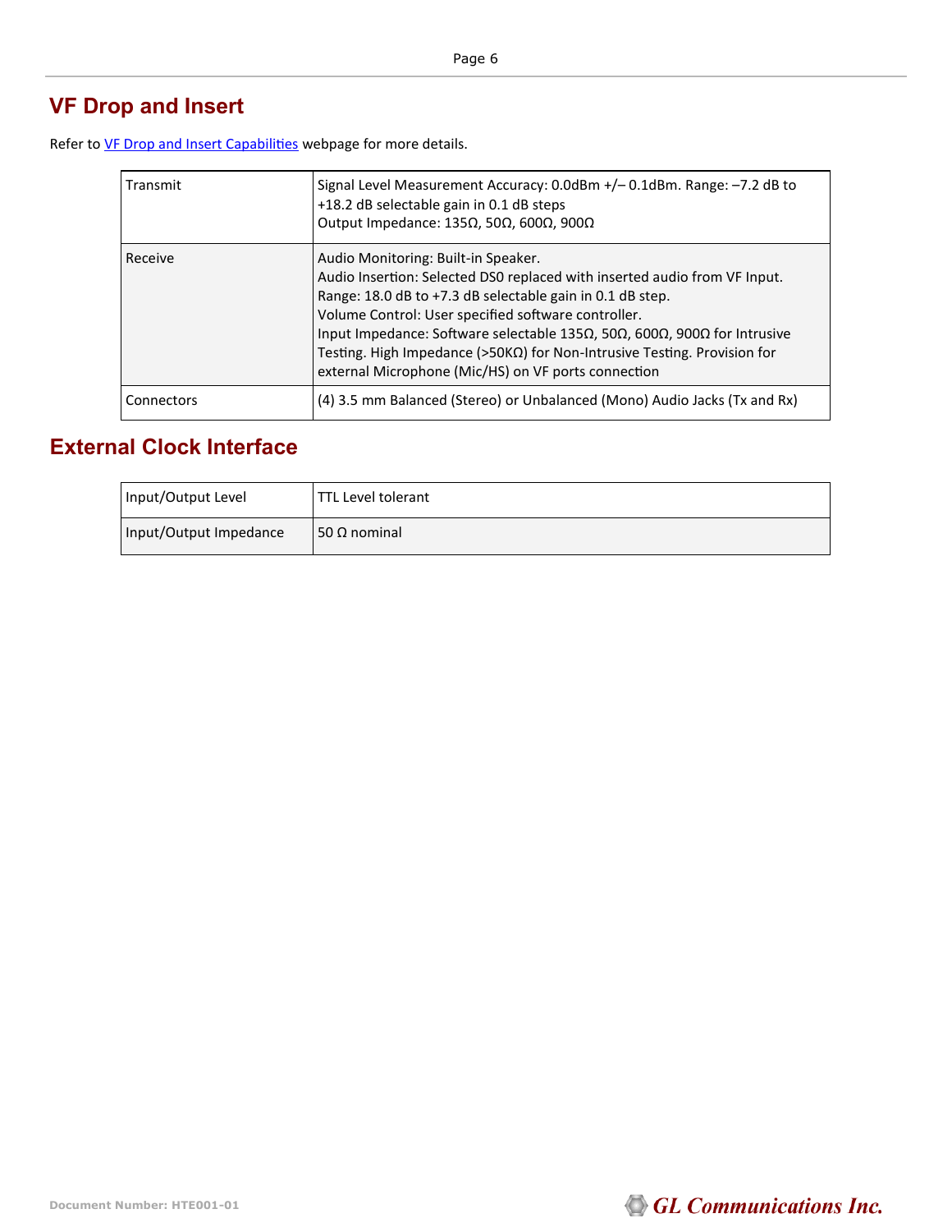## VF Drop and Insert

Refer to [VF Drop and Insert Capabilities]() webpage for more details.

| | |
|---|---|
| Transmit | Signal Level Measurement Accuracy: 0.0dBm +/– 0.1dBm. Range: –7.2 dB to +18.2 dB selectable gain in 0.1 dB steps<br>Output Impedance: 135Ω, 50Ω, 600Ω, 900Ω |
| Receive | Audio Monitoring: Built-in Speaker.<br>Audio Insertion: Selected DS0 replaced with inserted audio from VF Input.<br>Range: 18.0 dB to +7.3 dB selectable gain in 0.1 dB step.<br>Volume Control: User specified software controller.<br>Input Impedance: Software selectable 135Ω, 50Ω, 600Ω, 900Ω for Intrusive Testing. High Impedance (>50KΩ) for Non-Intrusive Testing. Provision for external Microphone (Mic/HS) on VF ports connection |
| Connectors | (4) 3.5 mm Balanced (Stereo) or Unbalanced (Mono) Audio Jacks (Tx and Rx) |

## External Clock Interface

| | |
|---|---|
| Input/Output Level | TTL Level tolerant |
| Input/Output Impedance | 50 Ω nominal |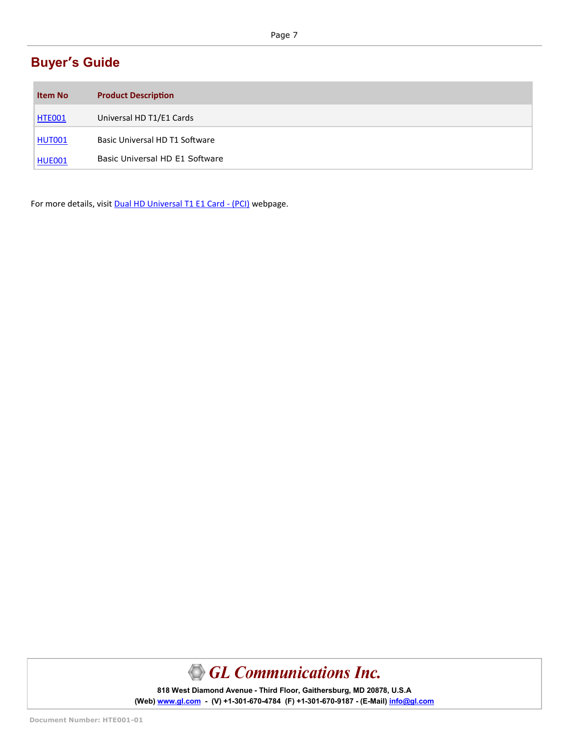## Buyer's Guide

| Item No | Product Description |
|---|---|
| HTE001 | Universal HD T1/E1 Cards |
| HUT001 | Basic Universal HD T1 Software |
| HUE001 | Basic Universal HD E1 Software |

For more details, visit Dual HD Universal T1 E1 Card - (PCI) webpage.

**GL Communications Inc.**

**818 West Diamond Avenue - Third Floor, Gaithersburg, MD 20878, U.S.A**

**(Web) www.gl.com - (V) +1-301-670-4784 (F) +1-301-670-9187 - (E-Mail) info@gl.com**

Document Number: HTE001-01